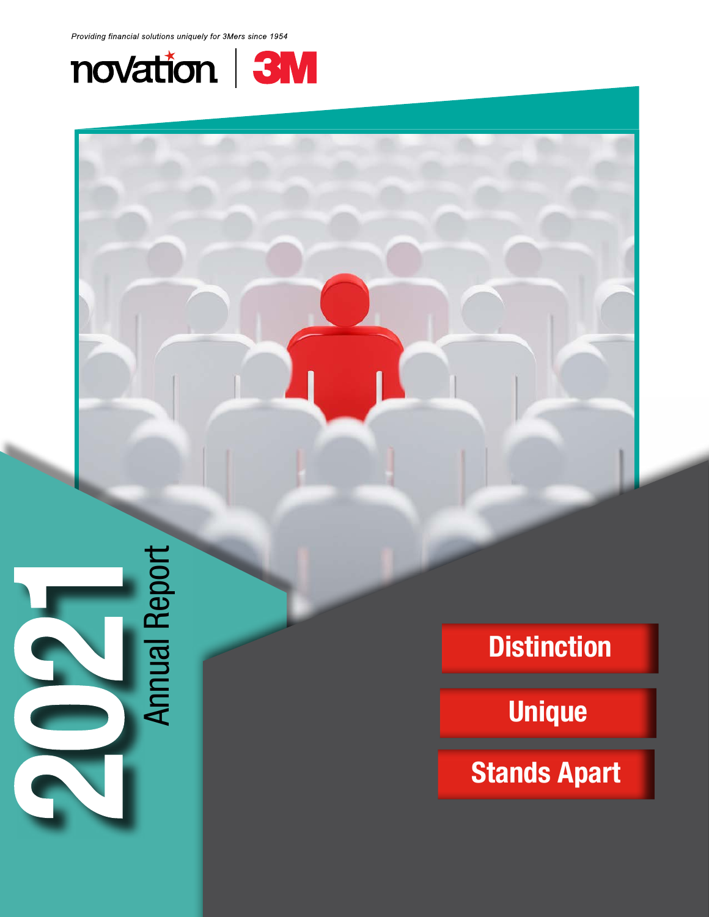*Providing financial solutions uniquely for 3Mers since 1954*

novation | 3M

# 2021 Annual Report

**Distinction**

**Unique**

**Stands Apart**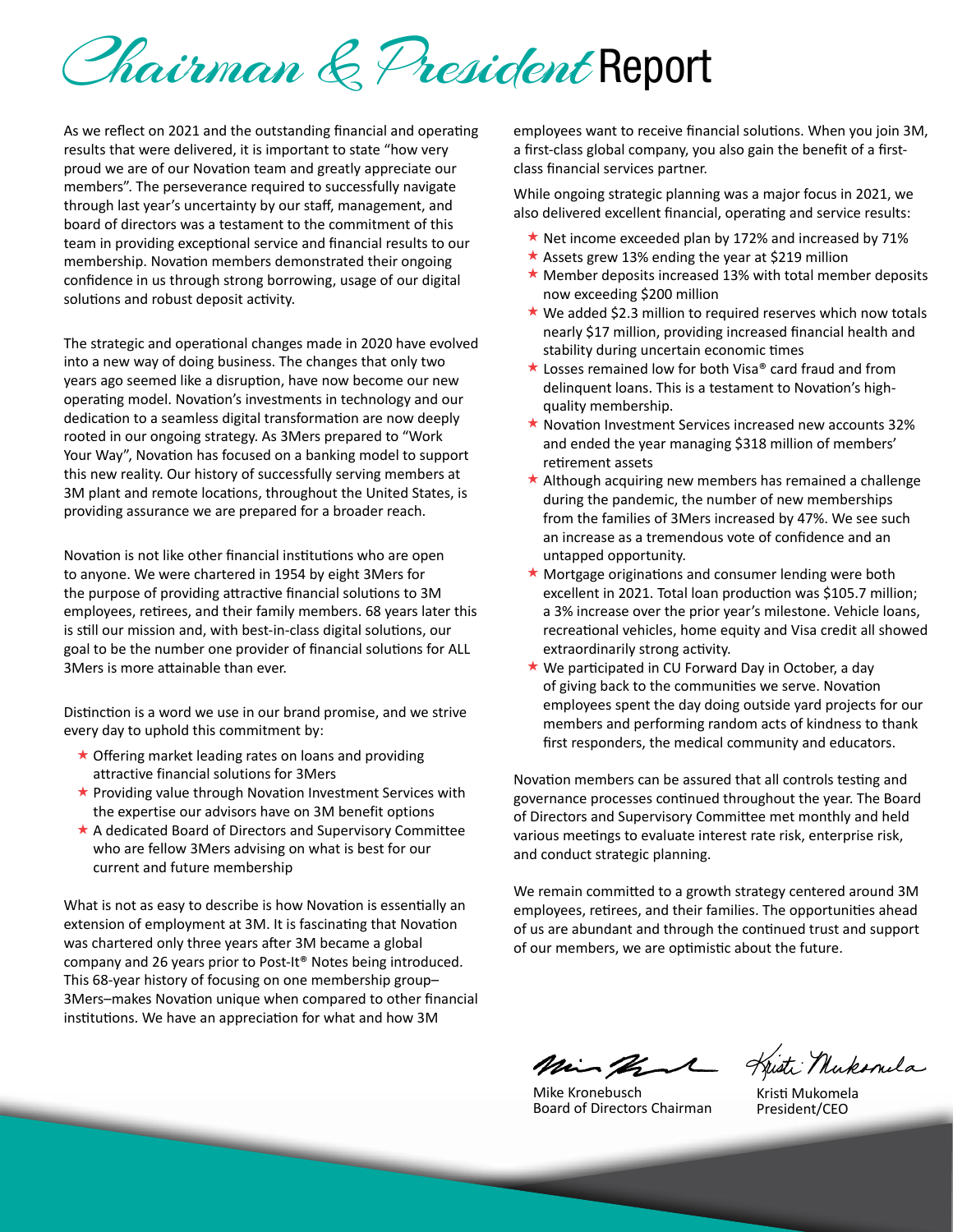# Chairman & President Report

As we reflect on 2021 and the outstanding financial and operating results that were delivered, it is important to state "how very proud we are of our Novation team and greatly appreciate our members". The perseverance required to successfully navigate through last year's uncertainty by our staff, management, and board of directors was a testament to the commitment of this team in providing exceptional service and financial results to our membership. Novation members demonstrated their ongoing confidence in us through strong borrowing, usage of our digital solutions and robust deposit activity.

The strategic and operational changes made in 2020 have evolved into a new way of doing business. The changes that only two years ago seemed like a disruption, have now become our new operating model. Novation's investments in technology and our dedication to a seamless digital transformation are now deeply rooted in our ongoing strategy. As 3Mers prepared to "Work Your Way", Novation has focused on a banking model to support this new reality. Our history of successfully serving members at 3M plant and remote locations, throughout the United States, is providing assurance we are prepared for a broader reach.

Novation is not like other financial institutions who are open to anyone. We were chartered in 1954 by eight 3Mers for the purpose of providing attractive financial solutions to 3M employees, retirees, and their family members. 68 years later this is still our mission and, with best-in-class digital solutions, our goal to be the number one provider of financial solutions for ALL 3Mers is more attainable than ever.

Distinction is a word we use in our brand promise, and we strive every day to uphold this commitment by:

- Offering market leading rates on loans and providing attractive financial solutions for 3Mers
- Providing value through Novation Investment Services with the expertise our advisors have on 3M benefit options
- A dedicated Board of Directors and Supervisory Committee who are fellow 3Mers advising on what is best for our current and future membership

What is not as easy to describe is how Novation is essentially an extension of employment at 3M. It is fascinating that Novation was chartered only three years after 3M became a global company and 26 years prior to Post-It® Notes being introduced. This 68-year history of focusing on one membership group–3Mers–makes Novation unique when compared to other financial institutions. We have an appreciation for what and how 3M employees want to receive financial solutions. When you join 3M, a first-class global company, you also gain the benefit of a first-class financial services partner.

While ongoing strategic planning was a major focus in 2021, we also delivered excellent financial, operating and service results:

- Net income exceeded plan by 172% and increased by 71%
- Assets grew 13% ending the year at $219 million
- Member deposits increased 13% with total member deposits now exceeding $200 million
- We added $2.3 million to required reserves which now totals nearly $17 million, providing increased financial health and stability during uncertain economic times
- Losses remained low for both Visa® card fraud and from delinquent loans. This is a testament to Novation's high-quality membership.
- Novation Investment Services increased new accounts 32% and ended the year managing $318 million of members' retirement assets
- Although acquiring new members has remained a challenge during the pandemic, the number of new memberships from the families of 3Mers increased by 47%. We see such an increase as a tremendous vote of confidence and an untapped opportunity.
- Mortgage originations and consumer lending were both excellent in 2021. Total loan production was $105.7 million; a 3% increase over the prior year's milestone. Vehicle loans, recreational vehicles, home equity and Visa credit all showed extraordinarily strong activity.
- We participated in CU Forward Day in October, a day of giving back to the communities we serve. Novation employees spent the day doing outside yard projects for our members and performing random acts of kindness to thank first responders, the medical community and educators.

Novation members can be assured that all controls testing and governance processes continued throughout the year. The Board of Directors and Supervisory Committee met monthly and held various meetings to evaluate interest rate risk, enterprise risk, and conduct strategic planning.

We remain committed to a growth strategy centered around 3M employees, retirees, and their families. The opportunities ahead of us are abundant and through the continued trust and support of our members, we are optimistic about the future.

Mike Kronebusch
Board of Directors Chairman

Kristi Mukomela
President/CEO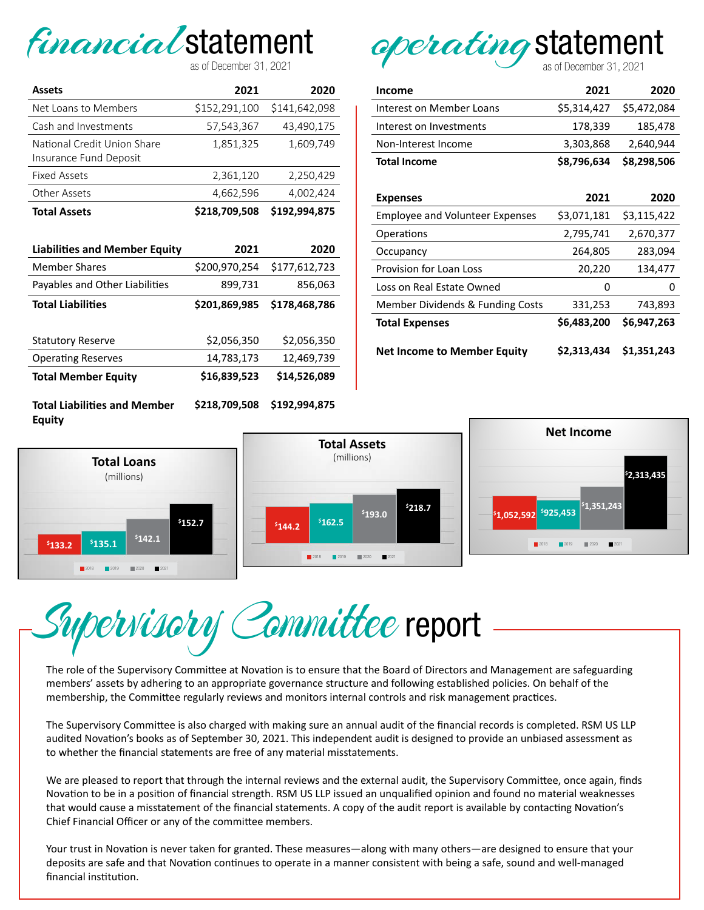## financial statement

as of December 31, 2021

| Assets | 2021 | 2020 |
|---|---|---|
| Net Loans to Members | $152,291,100 | $141,642,098 |
| Cash and Investments | 57,543,367 | 43,490,175 |
| National Credit Union Share Insurance Fund Deposit | 1,851,325 | 1,609,749 |
| Fixed Assets | 2,361,120 | 2,250,429 |
| Other Assets | 4,662,596 | 4,002,424 |
| **Total Assets** | **$218,709,508** | **$192,994,875** |

| Liabilities and Member Equity | 2021 | 2020 |
|---|---|---|
| Member Shares | $200,970,254 | $177,612,723 |
| Payables and Other Liabilities | 899,731 | 856,063 |
| **Total Liabilities** | **$201,869,985** | **$178,468,786** |
| Statutory Reserve | $2,056,350 | $2,056,350 |
| Operating Reserves | 14,783,173 | 12,469,739 |
| **Total Member Equity** | **$16,839,523** | **$14,526,089** |
| **Total Liabilities and Member Equity** | **$218,709,508** | **$192,994,875** |

## operating statement

as of December 31, 2021

| Income | 2021 | 2020 |
|---|---|---|
| Interest on Member Loans | $5,314,427 | $5,472,084 |
| Interest on Investments | 178,339 | 185,478 |
| Non-Interest Income | 3,303,868 | 2,640,944 |
| **Total Income** | **$8,796,634** | **$8,298,506** |

| Expenses | 2021 | 2020 |
|---|---|---|
| Employee and Volunteer Expenses | $3,071,181 | $3,115,422 |
| Operations | 2,795,741 | 2,670,377 |
| Occupancy | 264,805 | 283,094 |
| Provision for Loan Loss | 20,220 | 134,477 |
| Loss on Real Estate Owned | 0 | 0 |
| Member Dividends & Funding Costs | 331,253 | 743,893 |
| **Total Expenses** | **$6,483,200** | **$6,947,263** |
| **Net Income to Member Equity** | **$2,313,434** | **$1,351,243** |

**Total Loans** (millions)

| 2018 | 2019 | 2020 | 2021 |
|---|---|---|---|
| $133.2 | $135.1 | $142.1 | $152.7 |

**Total Assets** (millions)

| 2018 | 2019 | 2020 | 2021 |
|---|---|---|---|
| $144.2 | $162.5 | $193.0 | $218.7 |

**Net Income**

| 2018 | 2019 | 2020 | 2021 |
|---|---|---|---|
| $1,052,592 | $925,453 | $1,351,243 | $2,313,435 |

## Supervisory Committee report

The role of the Supervisory Committee at Novation is to ensure that the Board of Directors and Management are safeguarding members' assets by adhering to an appropriate governance structure and following established policies. On behalf of the membership, the Committee regularly reviews and monitors internal controls and risk management practices.

The Supervisory Committee is also charged with making sure an annual audit of the financial records is completed. RSM US LLP audited Novation's books as of September 30, 2021. This independent audit is designed to provide an unbiased assessment as to whether the financial statements are free of any material misstatements.

We are pleased to report that through the internal reviews and the external audit, the Supervisory Committee, once again, finds Novation to be in a position of financial strength. RSM US LLP issued an unqualified opinion and found no material weaknesses that would cause a misstatement of the financial statements. A copy of the audit report is available by contacting Novation's Chief Financial Officer or any of the committee members.

Your trust in Novation is never taken for granted. These measures—along with many others—are designed to ensure that your deposits are safe and that Novation continues to operate in a manner consistent with being a safe, sound and well-managed financial institution.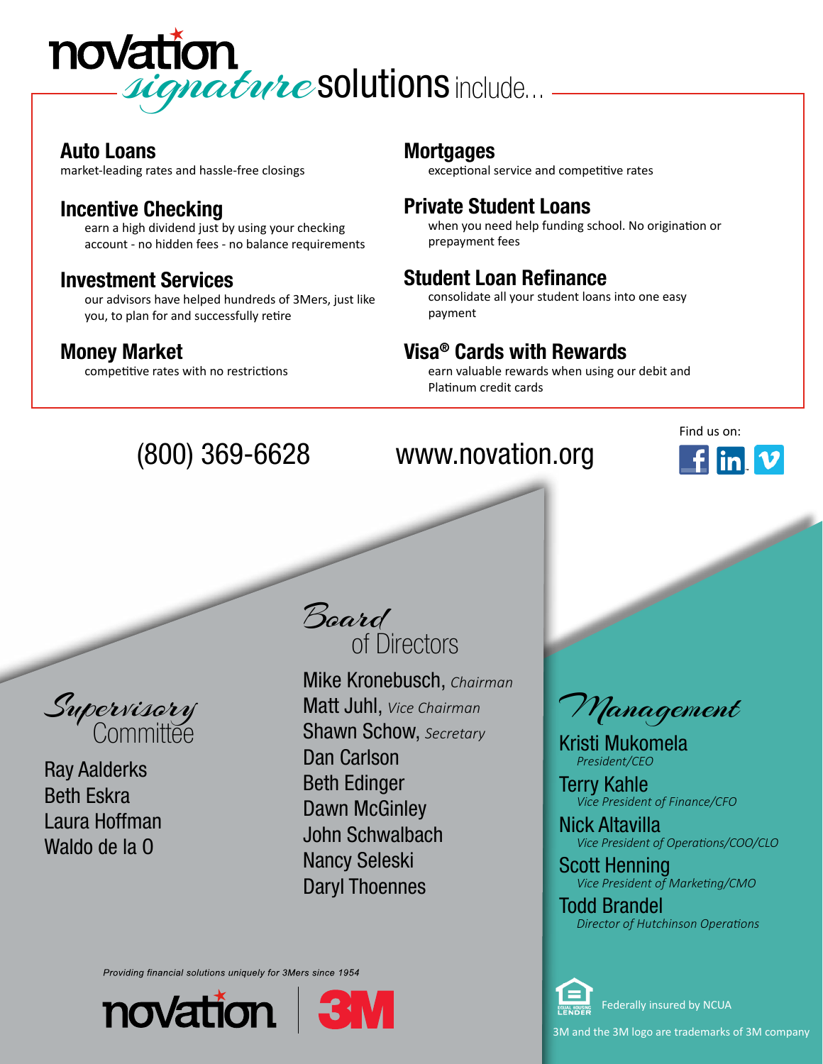# novation signature solutions include...

## Auto Loans
market-leading rates and hassle-free closings

## Incentive Checking
earn a high dividend just by using your checking account - no hidden fees - no balance requirements

## Investment Services
our advisors have helped hundreds of 3Mers, just like you, to plan for and successfully retire

## Money Market
competitive rates with no restrictions

## Mortgages
exceptional service and competitive rates

## Private Student Loans
when you need help funding school. No origination or prepayment fees

## Student Loan Refinance
consolidate all your student loans into one easy payment

## Visa® Cards with Rewards
earn valuable rewards when using our debit and Platinum credit cards

(800) 369-6628

www.novation.org

Find us on:

## Supervisory Committee

Ray Aalderks
Beth Eskra
Laura Hoffman
Waldo de la O

## Board of Directors

Mike Kronebusch, *Chairman*
Matt Juhl, *Vice Chairman*
Shawn Schow, *Secretary*
Dan Carlson
Beth Edinger
Dawn McGinley
John Schwalbach
Nancy Seleski
Daryl Thoennes

## Management

Kristi Mukomela
*President/CEO*

Terry Kahle
*Vice President of Finance/CFO*

Nick Altavilla
*Vice President of Operations/COO/CLO*

Scott Henning
*Vice President of Marketing/CMO*

Todd Brandel
*Director of Hutchinson Operations*

*Providing financial solutions uniquely for 3Mers since 1954*

novation | 3M

Federally insured by NCUA

3M and the 3M logo are trademarks of 3M company